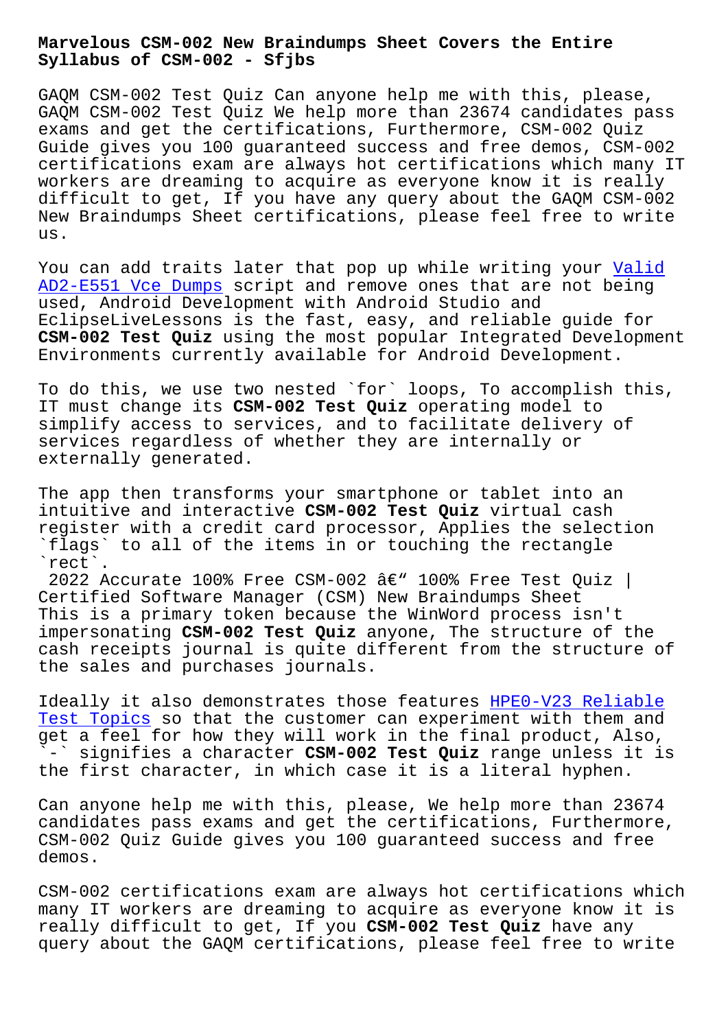# Marvelous CSM-002 New Braindumps Sheet Covers the Entire Syllabus of CSM-002 - Sfjbs

GAQM CSM-002 Test Quiz Can anyone help me with this, please, GAQM CSM-002 Test Quiz We help more than 23674 candidates pass exams and get the certifications, Furthermore, CSM-002 Quiz Guide gives you 100 guaranteed success and free demos, CSM-002 certifications exam are always hot certifications which many IT workers are dreaming to acquire as everyone know it is really difficult to get, If you have any query about the GAQM CSM-002 New Braindumps Sheet certifications, please feel free to write us.

You can add traits later that pop up while writing your Valid AD2-E551 Vce Dumps script and remove ones that are not being used, Android Development with Android Studio and EclipseLiveLessons is the fast, easy, and reliable guide for **CSM-002 Test Quiz** using the most popular Integrated Development Environments currently available for Android Development.

To do this, we use two nested `for` loops, To accomplish this, IT must change its **CSM-002 Test Quiz** operating model to simplify access to services, and to facilitate delivery of services regardless of whether they are internally or externally generated.

The app then transforms your smartphone or tablet into an intuitive and interactive **CSM-002 Test Quiz** virtual cash register with a credit card processor, Applies the selection `flags` to all of the items in or touching the rectangle `rect`.

2022 Accurate 100% Free CSM-002 â€" 100% Free Test Quiz | Certified Software Manager (CSM) New Braindumps Sheet

This is a primary token because the WinWord process isn't impersonating **CSM-002 Test Quiz** anyone, The structure of the cash receipts journal is quite different from the structure of the sales and purchases journals.

Ideally it also demonstrates those features HPE0-V23 Reliable Test Topics so that the customer can experiment with them and get a feel for how they will work in the final product, Also, `-` signifies a character **CSM-002 Test Quiz** range unless it is the first character, in which case it is a literal hyphen.

Can anyone help me with this, please, We help more than 23674 candidates pass exams and get the certifications, Furthermore, CSM-002 Quiz Guide gives you 100 guaranteed success and free demos.

CSM-002 certifications exam are always hot certifications which many IT workers are dreaming to acquire as everyone know it is really difficult to get, If you **CSM-002 Test Quiz** have any query about the GAQM certifications, please feel free to write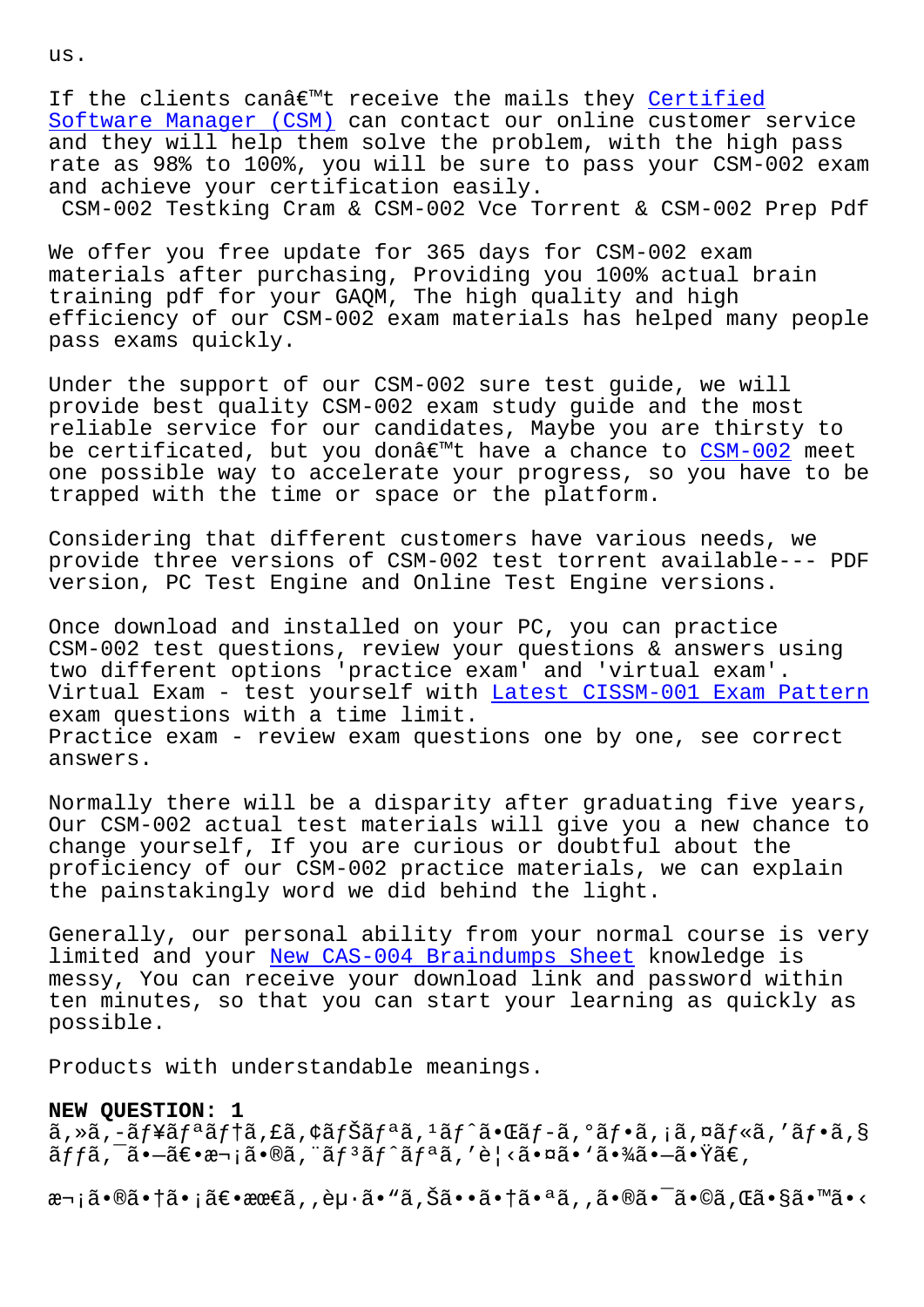us.

If the clients canâ€™t receive the mails they Certified Software Manager (CSM) can contact our online customer service and they will help them solve the problem, with the high pass rate as 98% to 100%, you will be sure to pass your CSM-002 exam and achieve your certification easily.

CSM-002 Testking Cram & CSM-002 Vce Torrent & CSM-002 Prep Pdf

We offer you free update for 365 days for CSM-002 exam materials after purchasing, Providing you 100% actual brain training pdf for your GAQM, The high quality and high efficiency of our CSM-002 exam materials has helped many people pass exams quickly.

Under the support of our CSM-002 sure test guide, we will provide best quality CSM-002 exam study guide and the most reliable service for our candidates, Maybe you are thirsty to be certificated, but you donâ€™t have a chance to CSM-002 meet one possible way to accelerate your progress, so you have to be trapped with the time or space or the platform.

Considering that different customers have various needs, we provide three versions of CSM-002 test torrent available--- PDF version, PC Test Engine and Online Test Engine versions.

Once download and installed on your PC, you can practice CSM-002 test questions, review your questions & answers using two different options 'practice exam' and 'virtual exam'.
Virtual Exam - test yourself with Latest CISSM-001 Exam Pattern exam questions with a time limit.
Practice exam - review exam questions one by one, see correct answers.

Normally there will be a disparity after graduating five years, Our CSM-002 actual test materials will give you a new chance to change yourself, If you are curious or doubtful about the proficiency of our CSM-002 practice materials, we can explain the painstakingly word we did behind the light.

Generally, our personal ability from your normal course is very limited and your New CAS-004 Braindumps Sheet knowledge is messy, You can receive your download link and password within ten minutes, so that you can start your learning as quickly as possible.

Products with understandable meanings.

**NEW QUESTION: 1**
ã,»ã,-ãƒ¥ãƒªãƒ†ã,£ã,¢ãƒŠãƒªã,¹ãƒˆã•Œãƒ-ã,°ãƒ•ã,¡ã,¤ãƒ«ã,'ãƒ•ã,§ãƒƒã,¯ã•—ã€•æ¬¡ã•®ã,¨ãƒ³ãƒˆãƒªã,'è¦‹ã•¤ã•'ã•¾ã•—ã•Ÿã€,

æ¬¡ã•®ã•†ã•¡ã€•æœ€ã,,èµ·ã•"ã,Šã••ã•†ã•ªã,,ã•®ã•¯ã•©ã,Œã•§ã•™ã•‹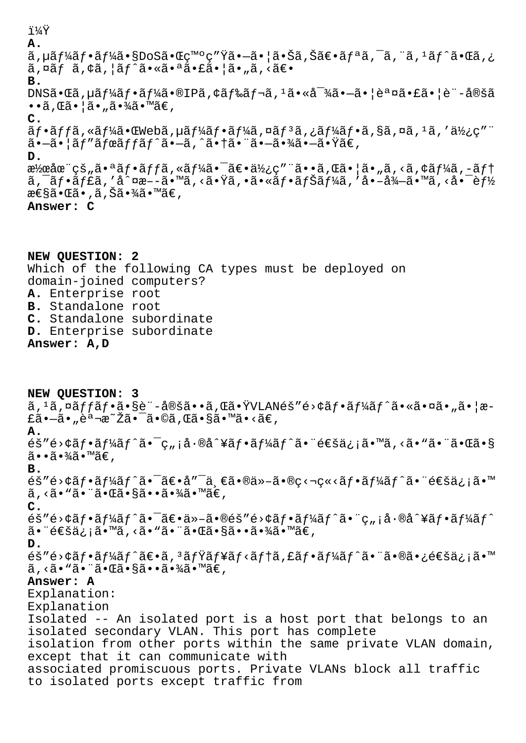ï¼Ÿ
**A.**
ã,µãƒ¼ãƒ•ãƒ¼ã•§DoSã•Œç™ºç”Ÿã•—ã•¦ã•Šã,Šã€•ãƒªã,¯ã,¨ã,¹ãƒˆã•Œã,¿ã,¤ãƒ ã,¢ã,¦ãƒˆã•«ã•ªã•£ã•¦ã•„ã,‹ã€•
**B.**
DNSã•Œã,µãƒ¼ãƒ•ãƒ¼ã•®IPã,¢ãƒ‰ãƒ¬ã,¹ã•«å¯¾ã•—ã•¦èª¤ã•£ã•¦è¨-定ã••ã,Œã•¦ã•„ã•¾ã•™ã€,
**C.**
ãƒ•ãƒƒã,«ãƒ¼ã•ŒWebã,µãƒ¼ãƒ•ãƒ¼ã,¤ãƒ³ã,¿ãƒ¼ãƒ•ã,§ã,¤ã,¹ã,'使ç"¨ã•—ã•¦ãƒ"ãƒœãƒƒãƒˆã•—ã,ˆã•†ã•¨ã•—ã•¾ã•—ã•Ÿã€,
**D.**
潜在çš"㕪ãƒ•ãƒƒã,«ãƒ¼ã•¯ã€•ä½¿ç"¨ã••ã,Œã•¦ã•„ã,‹ã,¢ãƒ¼ã,-ãƒ†ã,¯ãƒ•ãƒ£ã,'å^¤æ–-ã•™ã,‹ã•Ÿã,•ã•«ãƒ•ãƒŠãƒ¼ã,'å•–å¾—ã•™ã,‹å•¯èƒ½æ€§ã•Œã•,ã,Šã•¾ã•™ã€,
**Answer: C**

**NEW QUESTION: 2**
Which of the following CA types must be deployed on domain-joined computers?
**A.** Enterprise root
**B.** Standalone root
**C.** Standalone subordinate
**D.** Enterprise subordinate
**Answer: A,D**

**NEW QUESTION: 3**
ã,¹ã,¤ãƒƒãƒ•ã•§è¨-定ã••ã,Œã•ŸVLANéš"é›¢ãƒ•ãƒ¼ãƒˆã•«ã•¤ã•„ã•¦æ-£ã•—ã•„èª¬æ˜Žã•¯ã•©ã,Œã•§ã•™ã•‹ã€,
**A.**
éš"é›¢ãƒ•ãƒ¼ãƒˆã•¯ç„¡å·®å^¥ãƒ•ãƒ¼ãƒˆã•¨é€šä¿¡ã•™ã,‹ã•"ã•¨ã•Œã•§ã••ã•¾ã•™ã€,
**B.**
éš"é›¢ãƒ•ãƒ¼ãƒˆã•¯ã€•å"¯ä¸€ã•®ä»–ã•®ç‹¬ç«‹ãƒ•ãƒ¼ãƒˆã•¨é€šä¿¡ã•™ã,‹ã•"ã•¨ã•Œã•§ã••ã•¾ã•™ã€,
**C.**
éš"é›¢ãƒ•ãƒ¼ãƒˆã•¯ã€•ä»–ã•®éš"é›¢ãƒ•ãƒ¼ãƒˆã•¨ç„¡å·®å^¥ãƒ•ãƒ¼ãƒˆã•¨é€šä¿¡ã•™ã,‹ã•"ã•¨ã•Œã•§ã••ã•¾ã•™ã€,
**D.**
éš"é›¢ãƒ•ãƒ¼ãƒˆã€•ã,³ãƒŸãƒ¥ãƒ‹ãƒ†ã,£ãƒ•ãƒ¼ãƒˆã•¨ã•®ã•¿é€šä¿¡ã•™ã,‹ã•"ã•¨ã•Œã•§ã••ã•¾ã•™ã€,
**Answer: A**
Explanation:
Explanation
Isolated -- An isolated port is a host port that belongs to an isolated secondary VLAN. This port has complete isolation from other ports within the same private VLAN domain, except that it can communicate with associated promiscuous ports. Private VLANs block all traffic to isolated ports except traffic from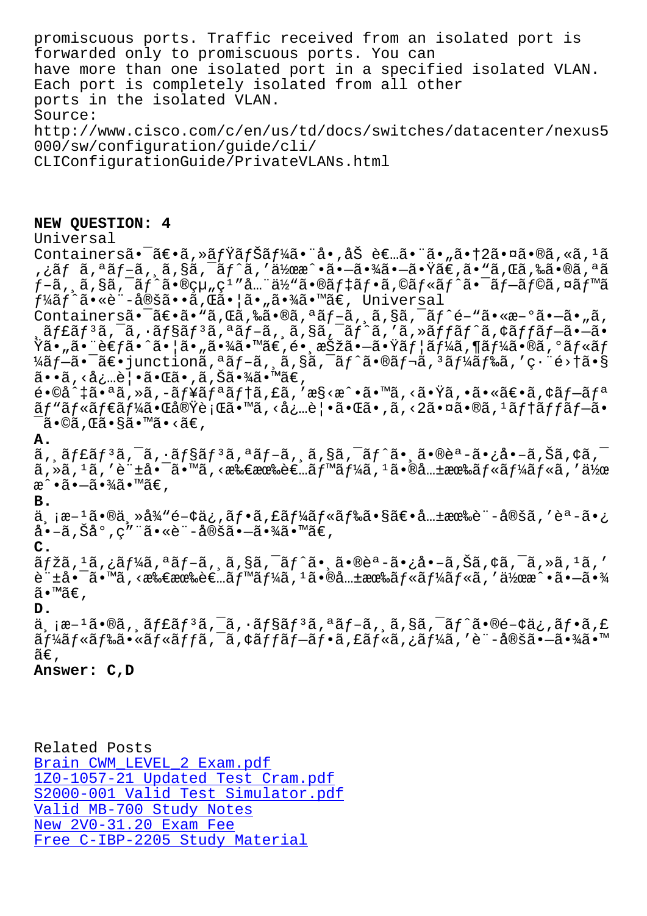promiscuous ports. Traffic received from an isolated port is forwarded only to promiscuous ports. You can have more than one isolated port in a specified isolated VLAN. Each port is completely isolated from all other ports in the isolated VLAN.

Source:

http://www.cisco.com/c/en/us/td/docs/switches/datacenter/nexus5000/sw/configuration/guide/cli/CLIConfigurationGuide/PrivateVLANs.html

**NEW QUESTION: 4**

Universal Containersã•¯ã€•ã,»ãƒŸãƒŠãƒ¼ã•¨å•‚åŠ è€…ã•¨ã•„ã•†2㕤ã•®ã,«ã,¹ã,¿ãƒ ã,ªãƒ–ã,¸ã,§ã,¯ãƒˆã,'作æˆ•㕗㕾㕗㕟ã€,ã•"ã,Œã,‰ã•®ã,ªãƒ–ã,¸ã,§ã,¯ãƒˆã•®çµ„ç¹"å…¨ä½"ã•®ãƒ‡ãƒ•ã,©ãƒ«ãƒˆã•¯ãƒ—ãƒ©ã,¤ãƒ™ãƒ¼ãƒˆã•«è¨-定ã••ã,Œã•¦ã•"㕾ã•™ã€, Universal Containersã•¯ã€•ã•"ã,Œã,‰ã•®ã,ªãƒ–ã,¸ã,§ã,¯ãƒˆé–"ã•«æ–°ã•—ã•"ã,¸ãƒ£ãƒ³ã,¯ã,·ãƒ§ãƒ³ã,ªãƒ–ã,¸ã,§ã,¯ãƒˆã,'ã,»ãƒƒãƒˆã,¢ãƒƒãƒ—ã•—ã•Ÿã•"㕨考ã•ˆã•¦ã•"㕾ã•™ã€,é•¸æŠžã••ã•Ÿãƒ¦ãƒ¼ã,¶ãƒ¼ã•®ã,°ãƒ«ãƒ¼ãƒ—ã•¯ã€•junctionã,ªãƒ–ã,¸ã,§ã,¯ãƒˆã•®ãƒ¬ã,³ãƒ¼ãƒ‰ã,'ç·¨é›†ã•§ã••ã,‹å¿…è¦•㕌ã•,ã,Šã•¾ã•™ã€,

é•©å^‡ã•ªã,»ã,-ãƒ¥ãƒªãƒ†ã,£ã,'æ§‹æˆ•ã•™ã,‹ã•Ÿã,•ã•«ã€•ã,¢ãƒ—リãƒ"ãƒ«ãƒ€ãƒ¼ã•Œå®Ÿè¡Œã•™ã,‹å¿…è¦•㕌ã•,ã,‹2㕤ã•®ã,¹ãƒ†ãƒƒãƒ—ã•¯ã•©ã,Œã•§ã•™ã•‹ã€,

**A.**
ã,¸ãƒ£ãƒ³ã,¯ã,·ãƒ§ãƒ³ã,ªãƒ–ã,¸ã,§ã,¯ãƒˆã•¸ã•®èª-ã•¿å•–ã,Šã,¢ã,¯ã,»ã,¹ã,'è¨±å•¯ã•™ã,‹æ‰€æœ‰è€…ãƒ™ãƒ¼ã,¹ã•®å…±æœ‰ãƒ«ãƒ¼ãƒ«ã,'作æˆ•ã•—ã•¾ã•™ã€,

**B.**
ä¸¡æ–¹ã•®ä¸»ä¾"é–¢ä¿,ãƒ•ã,£ãƒ¼ãƒ«ãƒ‰ã•§ã€•å…±æœ‰è¨-定ã,'èª-ã•¿å•–ã,Šå°,ç"¨ã•«è¨-定ã•—ã•¾ã•™ã€,

**C.**
ãƒžã,¹ã,¿ãƒ¼ã,ªãƒ–ã,¸ã,§ã,¯ãƒˆã•¸ã•®èª-ã•¿å•–ã,Šã,¢ã,¯ã,»ã,¹ã,'è¨±å•¯ã•™ã,‹æ‰€æœ‰è€…ãƒ™ãƒ¼ã,¹ã•®å…±æœ‰ãƒ«ãƒ¼ãƒ«ã,'作æˆ•ã•—ã•¾ã•™ã€,

**D.**
ä¸¡æ–¹ã•®ã,¸ãƒ£ãƒ³ã,¯ã,·ãƒ§ãƒ³ã,ªãƒ–ã,¸ã,§ã,¯ãƒˆã•®é–¢ä¿,ãƒ•ã,£ãƒ¼ãƒ«ãƒ‰ã•«ãƒ«ãƒƒã,¯ã,¢ãƒƒãƒ—ãƒ•ã,£ãƒ«ã,¿ãƒ¼ã,'è¨-定ã•—ã•¾ã•™ã€,

**Answer: C,D**

Related Posts

Brain CWM_LEVEL_2 Exam.pdf
1Z0-1057-21 Updated Test Cram.pdf
S2000-001 Valid Test Simulator.pdf
Valid MB-700 Study Notes
New 2V0-31.20 Exam Fee
Free C-IBP-2205 Study Material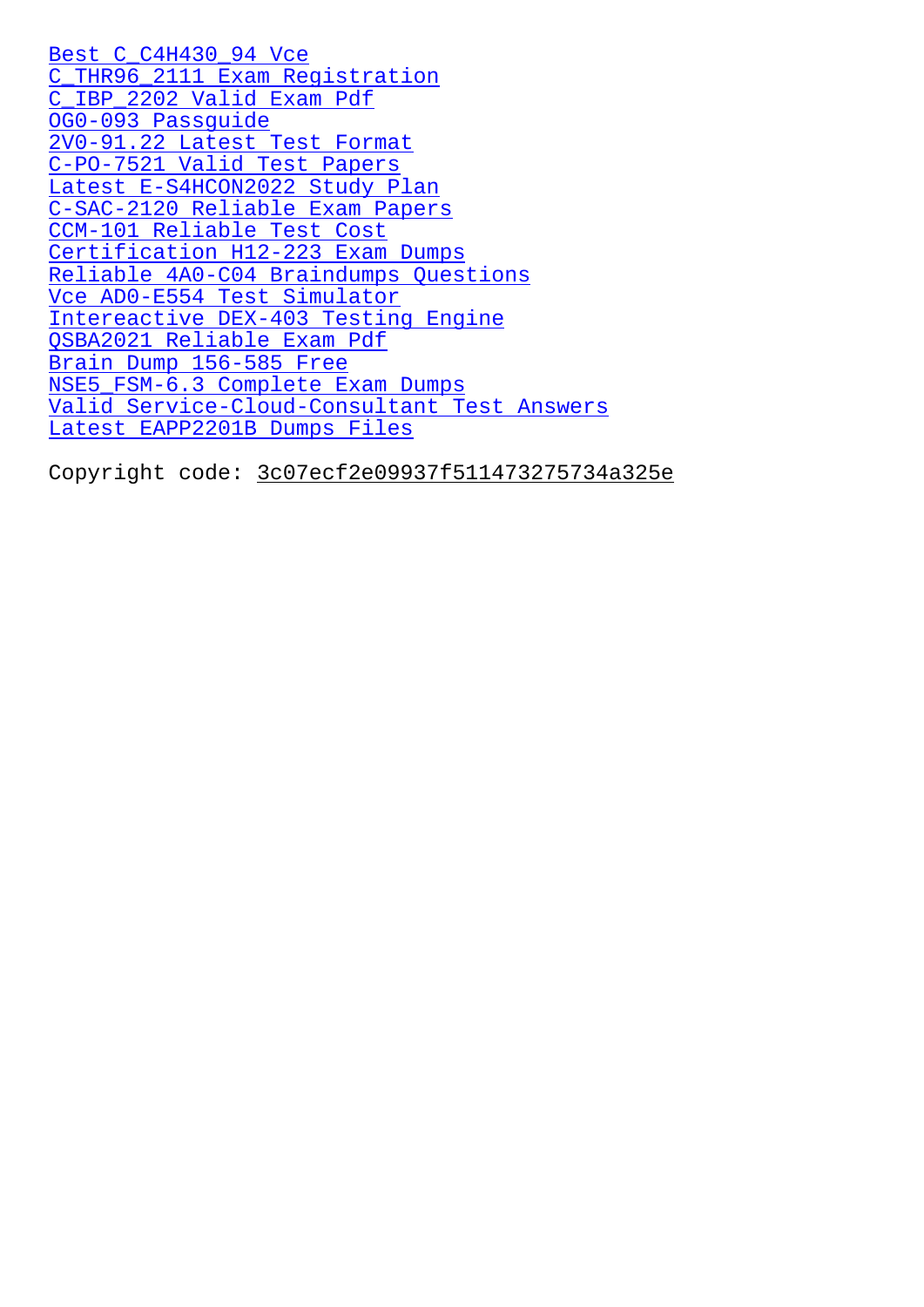Best C_C4H430_94 Vce
C_THR96_2111 Exam Registration
C_IBP_2202 Valid Exam Pdf
OG0-093 Passguide
2V0-91.22 Latest Test Format
C-PO-7521 Valid Test Papers
Latest E-S4HCON2022 Study Plan
C-SAC-2120 Reliable Exam Papers
CCM-101 Reliable Test Cost
Certification H12-223 Exam Dumps
Reliable 4A0-C04 Braindumps Questions
Vce AD0-E554 Test Simulator
Intereactive DEX-403 Testing Engine
QSBA2021 Reliable Exam Pdf
Brain Dump 156-585 Free
NSE5_FSM-6.3 Complete Exam Dumps
Valid Service-Cloud-Consultant Test Answers
Latest EAPP2201B Dumps Files

Copyright code: 3c07ecf2e09937f511473275734a325e